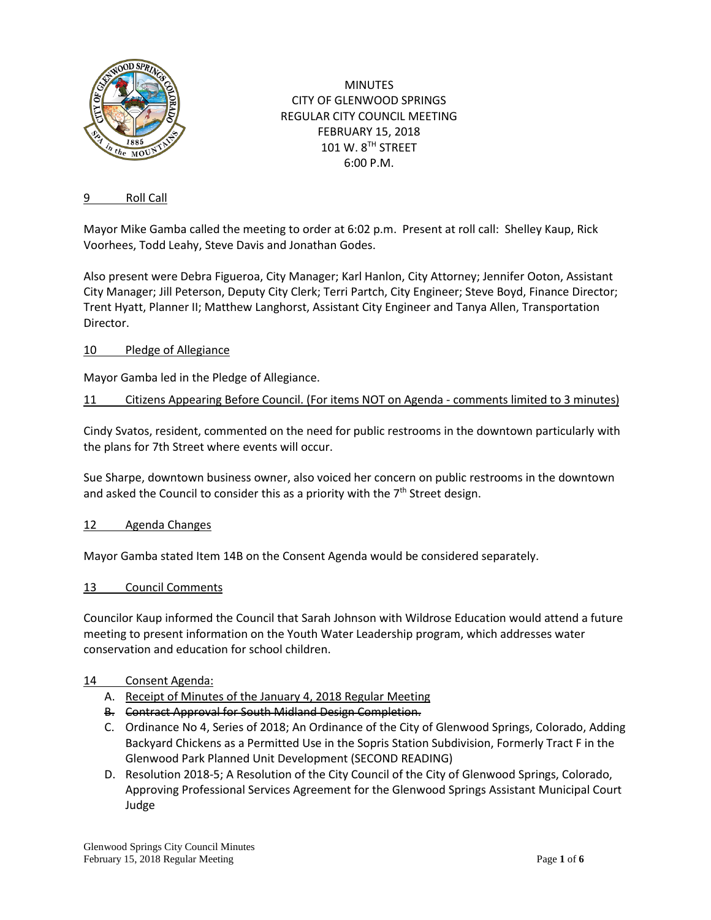# MINUTES
## CITY OF GLENWOOD SPRINGS
## REGULAR CITY COUNCIL MEETING
## FEBRUARY 15, 2018
## 101 W. 8TH STREET
## 6:00 P.M.

9 Roll Call

Mayor Mike Gamba called the meeting to order at 6:02 p.m. Present at roll call: Shelley Kaup, Rick Voorhees, Todd Leahy, Steve Davis and Jonathan Godes.

Also present were Debra Figueroa, City Manager; Karl Hanlon, City Attorney; Jennifer Ooton, Assistant City Manager; Jill Peterson, Deputy City Clerk; Terri Partch, City Engineer; Steve Boyd, Finance Director; Trent Hyatt, Planner II; Matthew Langhorst, Assistant City Engineer and Tanya Allen, Transportation Director.

10 Pledge of Allegiance

Mayor Gamba led in the Pledge of Allegiance.

11 Citizens Appearing Before Council. (For items NOT on Agenda - comments limited to 3 minutes)

Cindy Svatos, resident, commented on the need for public restrooms in the downtown particularly with the plans for 7th Street where events will occur.

Sue Sharpe, downtown business owner, also voiced her concern on public restrooms in the downtown and asked the Council to consider this as a priority with the 7th Street design.

12 Agenda Changes

Mayor Gamba stated Item 14B on the Consent Agenda would be considered separately.

13 Council Comments

Councilor Kaup informed the Council that Sarah Johnson with Wildrose Education would attend a future meeting to present information on the Youth Water Leadership program, which addresses water conservation and education for school children.

14 Consent Agenda:

A. Receipt of Minutes of the January 4, 2018 Regular Meeting
B. ~~Contract Approval for South Midland Design Completion.~~
C. Ordinance No 4, Series of 2018; An Ordinance of the City of Glenwood Springs, Colorado, Adding Backyard Chickens as a Permitted Use in the Sopris Station Subdivision, Formerly Tract F in the Glenwood Park Planned Unit Development (SECOND READING)
D. Resolution 2018-5; A Resolution of the City Council of the City of Glenwood Springs, Colorado, Approving Professional Services Agreement for the Glenwood Springs Assistant Municipal Court Judge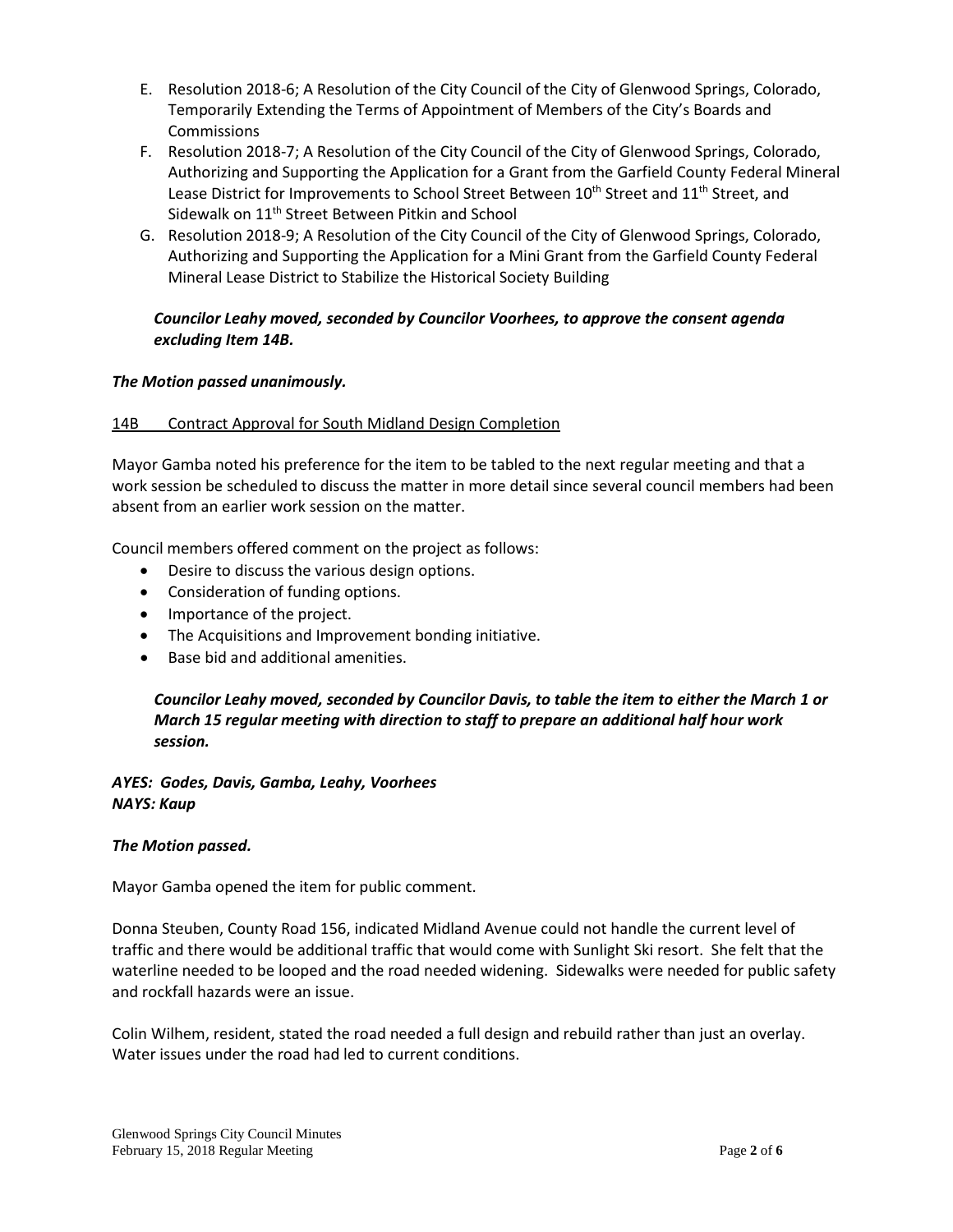E. Resolution 2018-6; A Resolution of the City Council of the City of Glenwood Springs, Colorado, Temporarily Extending the Terms of Appointment of Members of the City's Boards and Commissions
F. Resolution 2018-7; A Resolution of the City Council of the City of Glenwood Springs, Colorado, Authorizing and Supporting the Application for a Grant from the Garfield County Federal Mineral Lease District for Improvements to School Street Between 10th Street and 11th Street, and Sidewalk on 11th Street Between Pitkin and School
G. Resolution 2018-9; A Resolution of the City Council of the City of Glenwood Springs, Colorado, Authorizing and Supporting the Application for a Mini Grant from the Garfield County Federal Mineral Lease District to Stabilize the Historical Society Building

***Councilor Leahy moved, seconded by Councilor Voorhees, to approve the consent agenda excluding Item 14B.***

***The Motion passed unanimously.***

14B Contract Approval for South Midland Design Completion

Mayor Gamba noted his preference for the item to be tabled to the next regular meeting and that a work session be scheduled to discuss the matter in more detail since several council members had been absent from an earlier work session on the matter.

Council members offered comment on the project as follows:

- Desire to discuss the various design options.
- Consideration of funding options.
- Importance of the project.
- The Acquisitions and Improvement bonding initiative.
- Base bid and additional amenities.

***Councilor Leahy moved, seconded by Councilor Davis, to table the item to either the March 1 or March 15 regular meeting with direction to staff to prepare an additional half hour work session.***

***AYES: Godes, Davis, Gamba, Leahy, Voorhees***
***NAYS: Kaup***

***The Motion passed.***

Mayor Gamba opened the item for public comment.

Donna Steuben, County Road 156, indicated Midland Avenue could not handle the current level of traffic and there would be additional traffic that would come with Sunlight Ski resort. She felt that the waterline needed to be looped and the road needed widening. Sidewalks were needed for public safety and rockfall hazards were an issue.

Colin Wilhem, resident, stated the road needed a full design and rebuild rather than just an overlay. Water issues under the road had led to current conditions.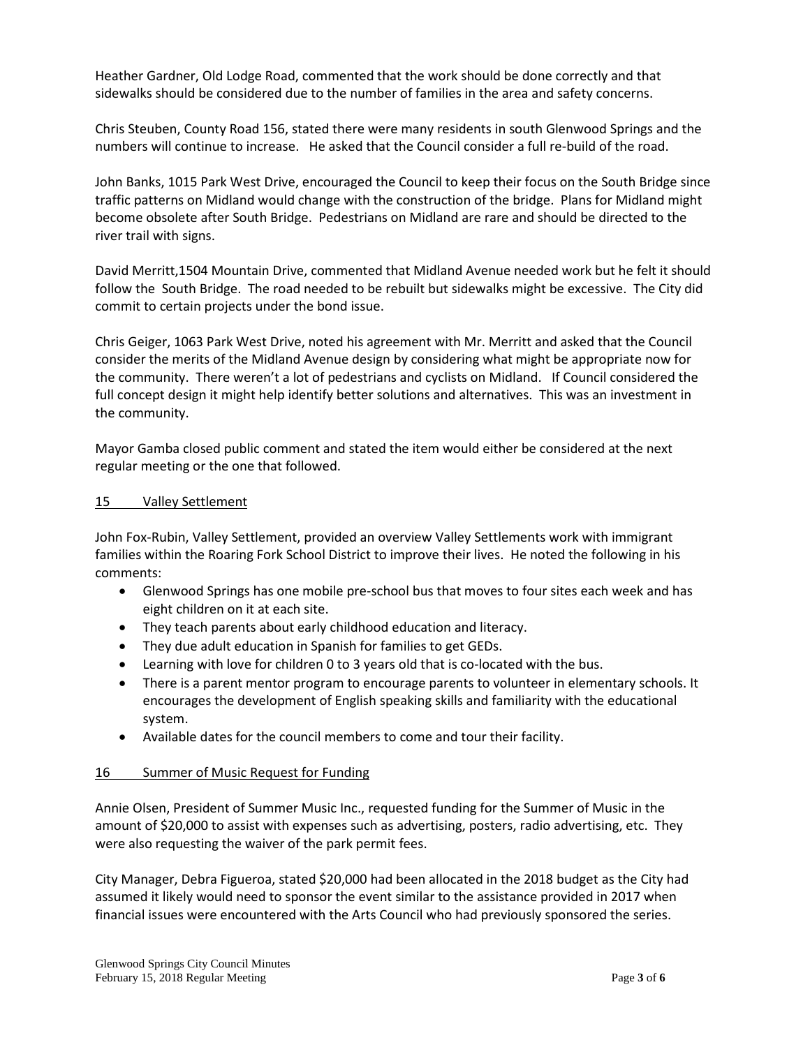Heather Gardner, Old Lodge Road, commented that the work should be done correctly and that sidewalks should be considered due to the number of families in the area and safety concerns.

Chris Steuben, County Road 156, stated there were many residents in south Glenwood Springs and the numbers will continue to increase. He asked that the Council consider a full re-build of the road.

John Banks, 1015 Park West Drive, encouraged the Council to keep their focus on the South Bridge since traffic patterns on Midland would change with the construction of the bridge. Plans for Midland might become obsolete after South Bridge. Pedestrians on Midland are rare and should be directed to the river trail with signs.

David Merritt,1504 Mountain Drive, commented that Midland Avenue needed work but he felt it should follow the South Bridge. The road needed to be rebuilt but sidewalks might be excessive. The City did commit to certain projects under the bond issue.

Chris Geiger, 1063 Park West Drive, noted his agreement with Mr. Merritt and asked that the Council consider the merits of the Midland Avenue design by considering what might be appropriate now for the community. There weren't a lot of pedestrians and cyclists on Midland. If Council considered the full concept design it might help identify better solutions and alternatives. This was an investment in the community.

Mayor Gamba closed public comment and stated the item would either be considered at the next regular meeting or the one that followed.

## 15 Valley Settlement

John Fox-Rubin, Valley Settlement, provided an overview Valley Settlements work with immigrant families within the Roaring Fork School District to improve their lives. He noted the following in his comments:

- Glenwood Springs has one mobile pre-school bus that moves to four sites each week and has eight children on it at each site.
- They teach parents about early childhood education and literacy.
- They due adult education in Spanish for families to get GEDs.
- Learning with love for children 0 to 3 years old that is co-located with the bus.
- There is a parent mentor program to encourage parents to volunteer in elementary schools. It encourages the development of English speaking skills and familiarity with the educational system.
- Available dates for the council members to come and tour their facility.

## 16 Summer of Music Request for Funding

Annie Olsen, President of Summer Music Inc., requested funding for the Summer of Music in the amount of $20,000 to assist with expenses such as advertising, posters, radio advertising, etc. They were also requesting the waiver of the park permit fees.

City Manager, Debra Figueroa, stated $20,000 had been allocated in the 2018 budget as the City had assumed it likely would need to sponsor the event similar to the assistance provided in 2017 when financial issues were encountered with the Arts Council who had previously sponsored the series.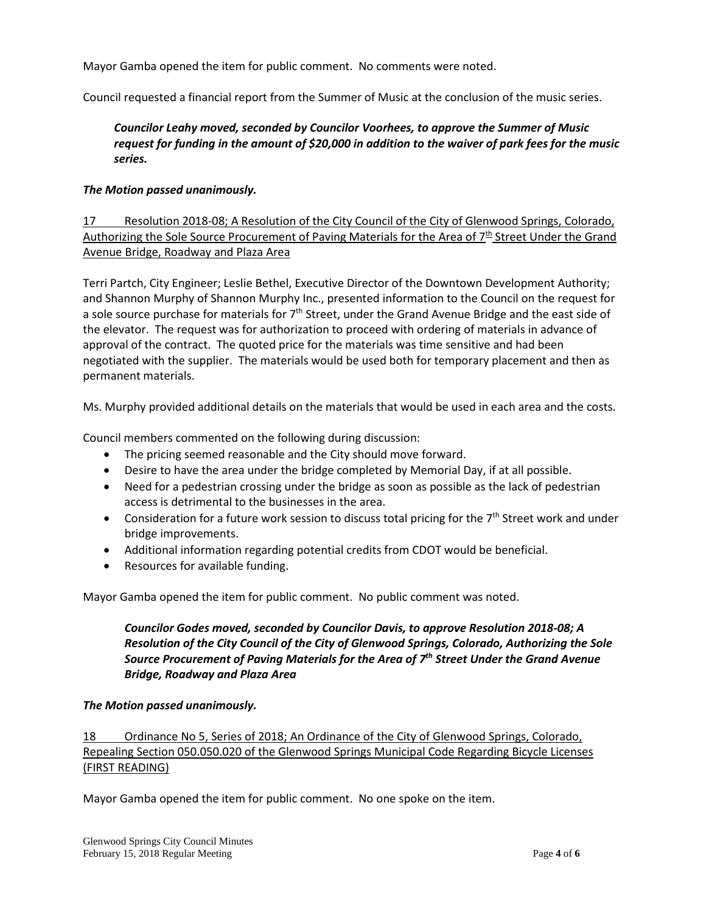Mayor Gamba opened the item for public comment. No comments were noted.

Council requested a financial report from the Summer of Music at the conclusion of the music series.

> ***Councilor Leahy moved, seconded by Councilor Voorhees, to approve the Summer of Music request for funding in the amount of $20,000 in addition to the waiver of park fees for the music series.***

***The Motion passed unanimously.***

<u>17 Resolution 2018-08; A Resolution of the City Council of the City of Glenwood Springs, Colorado, Authorizing the Sole Source Procurement of Paving Materials for the Area of 7th Street Under the Grand Avenue Bridge, Roadway and Plaza Area</u>

Terri Partch, City Engineer; Leslie Bethel, Executive Director of the Downtown Development Authority; and Shannon Murphy of Shannon Murphy Inc., presented information to the Council on the request for a sole source purchase for materials for 7th Street, under the Grand Avenue Bridge and the east side of the elevator. The request was for authorization to proceed with ordering of materials in advance of approval of the contract. The quoted price for the materials was time sensitive and had been negotiated with the supplier. The materials would be used both for temporary placement and then as permanent materials.

Ms. Murphy provided additional details on the materials that would be used in each area and the costs.

Council members commented on the following during discussion:

- The pricing seemed reasonable and the City should move forward.
- Desire to have the area under the bridge completed by Memorial Day, if at all possible.
- Need for a pedestrian crossing under the bridge as soon as possible as the lack of pedestrian access is detrimental to the businesses in the area.
- Consideration for a future work session to discuss total pricing for the 7th Street work and under bridge improvements.
- Additional information regarding potential credits from CDOT would be beneficial.
- Resources for available funding.

Mayor Gamba opened the item for public comment. No public comment was noted.

> ***Councilor Godes moved, seconded by Councilor Davis, to approve Resolution 2018-08; A Resolution of the City Council of the City of Glenwood Springs, Colorado, Authorizing the Sole Source Procurement of Paving Materials for the Area of 7th Street Under the Grand Avenue Bridge, Roadway and Plaza Area***

***The Motion passed unanimously.***

<u>18 Ordinance No 5, Series of 2018; An Ordinance of the City of Glenwood Springs, Colorado, Repealing Section 050.050.020 of the Glenwood Springs Municipal Code Regarding Bicycle Licenses (FIRST READING)</u>

Mayor Gamba opened the item for public comment. No one spoke on the item.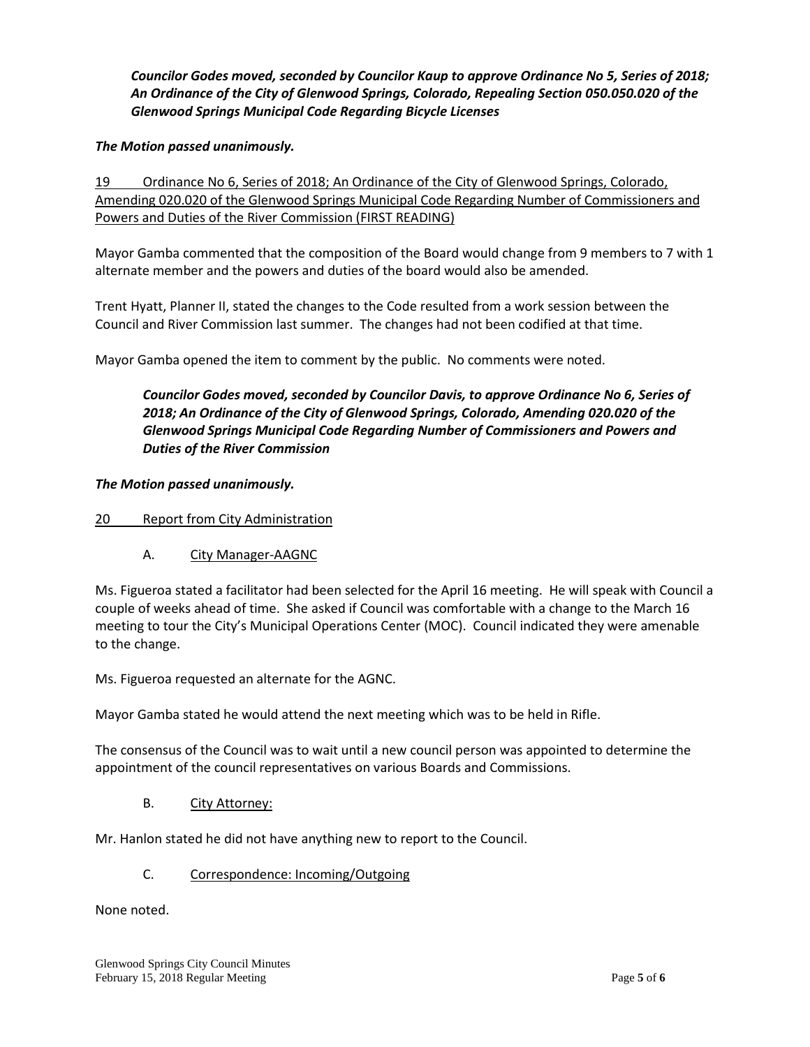***Councilor Godes moved, seconded by Councilor Kaup to approve Ordinance No 5, Series of 2018; An Ordinance of the City of Glenwood Springs, Colorado, Repealing Section 050.050.020 of the Glenwood Springs Municipal Code Regarding Bicycle Licenses***

***The Motion passed unanimously.***

19 Ordinance No 6, Series of 2018; An Ordinance of the City of Glenwood Springs, Colorado, Amending 020.020 of the Glenwood Springs Municipal Code Regarding Number of Commissioners and Powers and Duties of the River Commission (FIRST READING)

Mayor Gamba commented that the composition of the Board would change from 9 members to 7 with 1 alternate member and the powers and duties of the board would also be amended.

Trent Hyatt, Planner II, stated the changes to the Code resulted from a work session between the Council and River Commission last summer. The changes had not been codified at that time.

Mayor Gamba opened the item to comment by the public. No comments were noted.

***Councilor Godes moved, seconded by Councilor Davis, to approve Ordinance No 6, Series of 2018; An Ordinance of the City of Glenwood Springs, Colorado, Amending 020.020 of the Glenwood Springs Municipal Code Regarding Number of Commissioners and Powers and Duties of the River Commission***

***The Motion passed unanimously.***

20 Report from City Administration

A. City Manager-AAGNC

Ms. Figueroa stated a facilitator had been selected for the April 16 meeting. He will speak with Council a couple of weeks ahead of time. She asked if Council was comfortable with a change to the March 16 meeting to tour the City's Municipal Operations Center (MOC). Council indicated they were amenable to the change.

Ms. Figueroa requested an alternate for the AGNC.

Mayor Gamba stated he would attend the next meeting which was to be held in Rifle.

The consensus of the Council was to wait until a new council person was appointed to determine the appointment of the council representatives on various Boards and Commissions.

B. City Attorney:

Mr. Hanlon stated he did not have anything new to report to the Council.

C. Correspondence: Incoming/Outgoing

None noted.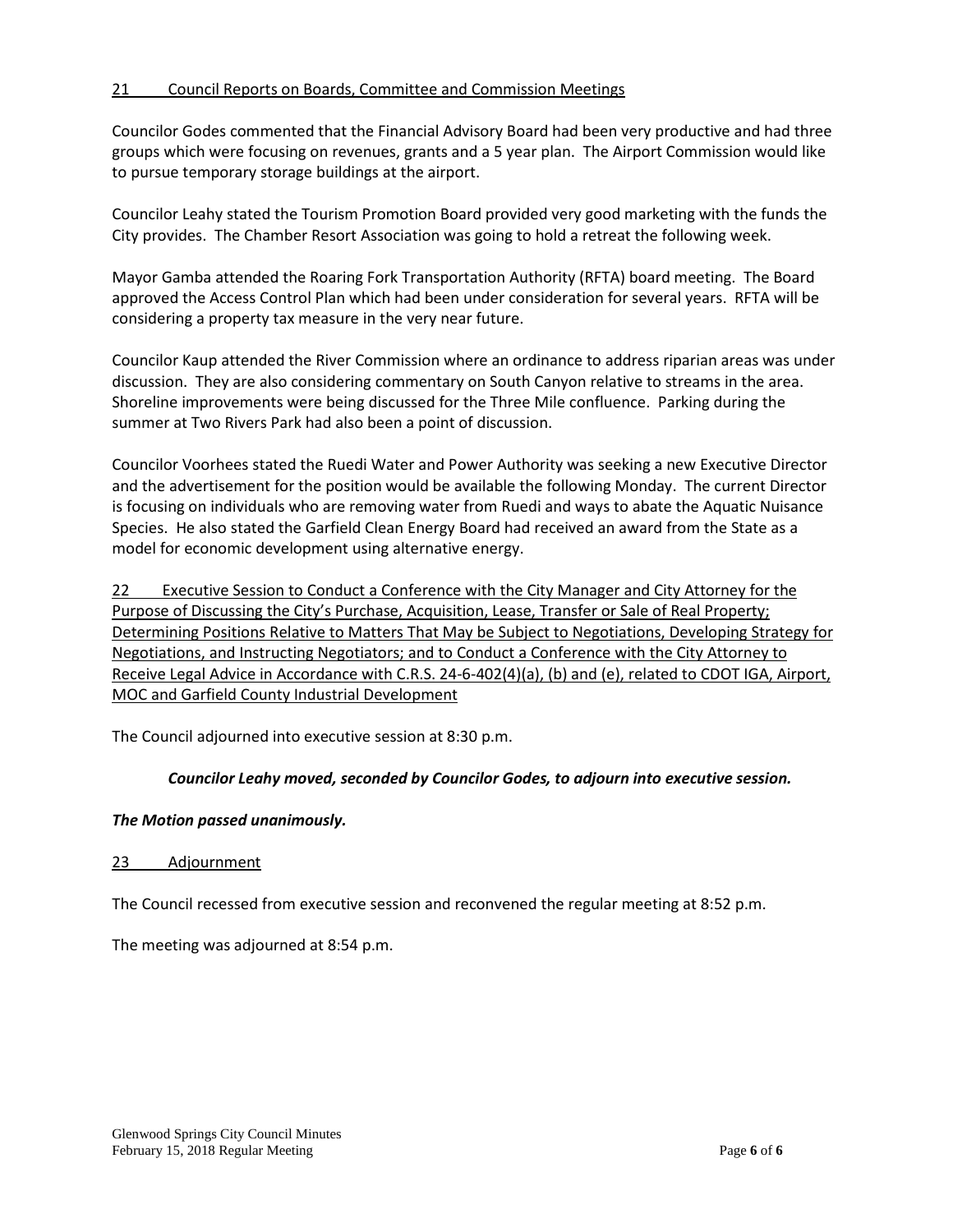21 Council Reports on Boards, Committee and Commission Meetings

Councilor Godes commented that the Financial Advisory Board had been very productive and had three groups which were focusing on revenues, grants and a 5 year plan. The Airport Commission would like to pursue temporary storage buildings at the airport.

Councilor Leahy stated the Tourism Promotion Board provided very good marketing with the funds the City provides. The Chamber Resort Association was going to hold a retreat the following week.

Mayor Gamba attended the Roaring Fork Transportation Authority (RFTA) board meeting. The Board approved the Access Control Plan which had been under consideration for several years. RFTA will be considering a property tax measure in the very near future.

Councilor Kaup attended the River Commission where an ordinance to address riparian areas was under discussion. They are also considering commentary on South Canyon relative to streams in the area. Shoreline improvements were being discussed for the Three Mile confluence. Parking during the summer at Two Rivers Park had also been a point of discussion.

Councilor Voorhees stated the Ruedi Water and Power Authority was seeking a new Executive Director and the advertisement for the position would be available the following Monday. The current Director is focusing on individuals who are removing water from Ruedi and ways to abate the Aquatic Nuisance Species. He also stated the Garfield Clean Energy Board had received an award from the State as a model for economic development using alternative energy.

22 Executive Session to Conduct a Conference with the City Manager and City Attorney for the Purpose of Discussing the City's Purchase, Acquisition, Lease, Transfer or Sale of Real Property; Determining Positions Relative to Matters That May be Subject to Negotiations, Developing Strategy for Negotiations, and Instructing Negotiators; and to Conduct a Conference with the City Attorney to Receive Legal Advice in Accordance with C.R.S. 24-6-402(4)(a), (b) and (e), related to CDOT IGA, Airport, MOC and Garfield County Industrial Development

The Council adjourned into executive session at 8:30 p.m.

***Councilor Leahy moved, seconded by Councilor Godes, to adjourn into executive session.***

***The Motion passed unanimously.***

23 Adjournment

The Council recessed from executive session and reconvened the regular meeting at 8:52 p.m.

The meeting was adjourned at 8:54 p.m.